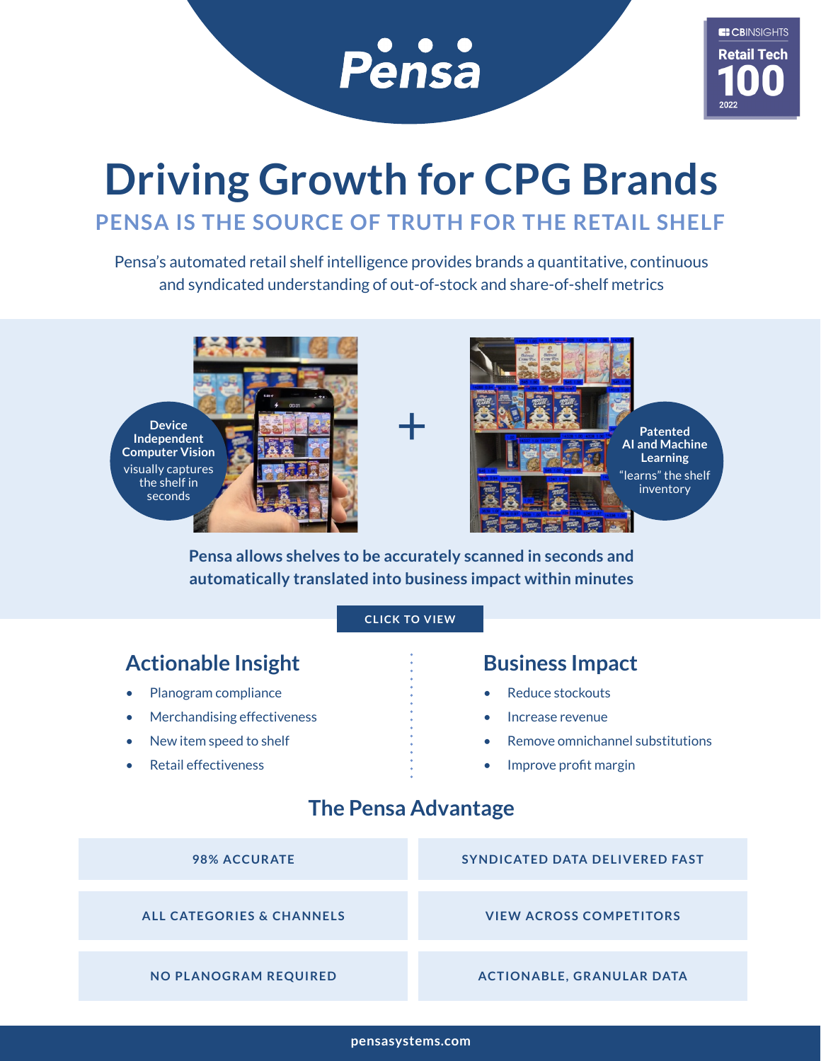Pensa

CB INSIGHTS Retail Tech 100 2022

# Driving Growth for CPG Brands

## PENSA IS THE SOURCE OF TRUTH FOR THE RETAIL SHELF

Pensa's automated retail shelf intelligence provides brands a quantitative, continuous and syndicated understanding of out-of-stock and share-of-shelf metrics

**Device Independent Computer Vision** visually captures the shelf in seconds

+

**Patented AI and Machine Learning** "learns" the shelf inventory

**Pensa allows shelves to be accurately scanned in seconds and automatically translated into business impact within minutes**

CLICK TO VIEW

## Actionable Insight

- Planogram compliance
- Merchandising effectiveness
- New item speed to shelf
- Retail effectiveness

## Business Impact

- Reduce stockouts
- Increase revenue
- Remove omnichannel substitutions
- Improve profit margin

## The Pensa Advantage

| | |
|---|---|
| 98% ACCURATE | SYNDICATED DATA DELIVERED FAST |
| ALL CATEGORIES & CHANNELS | VIEW ACROSS COMPETITORS |
| NO PLANOGRAM REQUIRED | ACTIONABLE, GRANULAR DATA |

pensasystems.com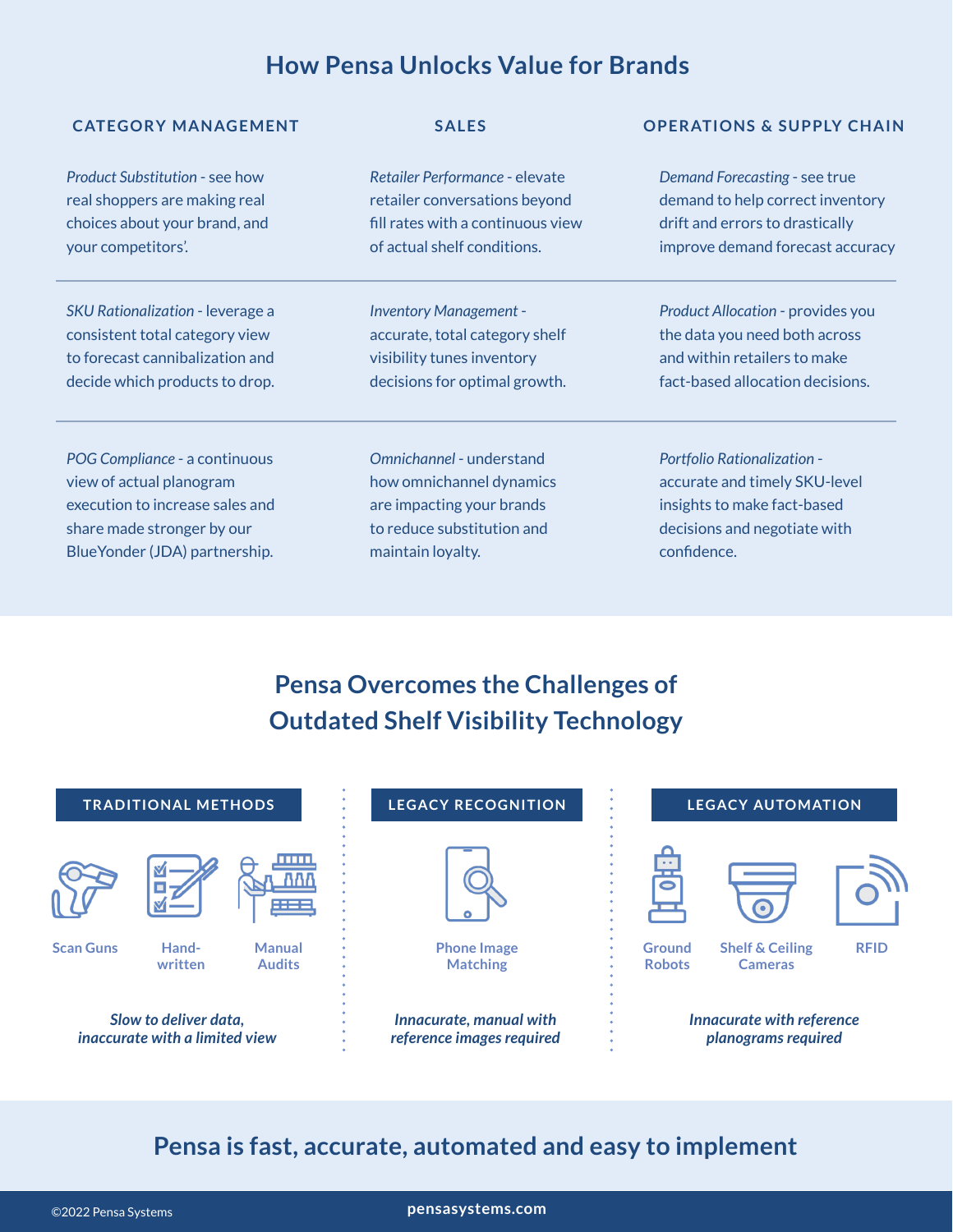## How Pensa Unlocks Value for Brands

### CATEGORY MANAGEMENT

*Product Substitution* - see how real shoppers are making real choices about your brand, and your competitors'.

*SKU Rationalization* - leverage a consistent total category view to forecast cannibalization and decide which products to drop.

*POG Compliance* - a continuous view of actual planogram execution to increase sales and share made stronger by our BlueYonder (JDA) partnership.

### SALES

*Retailer Performance* - elevate retailer conversations beyond fill rates with a continuous view of actual shelf conditions.

*Inventory Management* - accurate, total category shelf visibility tunes inventory decisions for optimal growth.

*Omnichannel* - understand how omnichannel dynamics are impacting your brands to reduce substitution and maintain loyalty.

### OPERATIONS & SUPPLY CHAIN

*Demand Forecasting* - see true demand to help correct inventory drift and errors to drastically improve demand forecast accuracy

*Product Allocation* - provides you the data you need both across and within retailers to make fact-based allocation decisions.

*Portfolio Rationalization* - accurate and timely SKU-level insights to make fact-based decisions and negotiate with confidence.

## Pensa Overcomes the Challenges of Outdated Shelf Visibility Technology

### TRADITIONAL METHODS

Scan Guns

Hand-written

Manual Audits

***Slow to deliver data, inaccurate with a limited view***

### LEGACY RECOGNITION

Phone Image Matching

***Innacurate, manual with reference images required***

### LEGACY AUTOMATION

Ground Robots

Shelf & Ceiling Cameras

RFID

***Innacurate with reference planograms required***

## Pensa is fast, accurate, automated and easy to implement

©2022 Pensa Systems

pensasystems.com